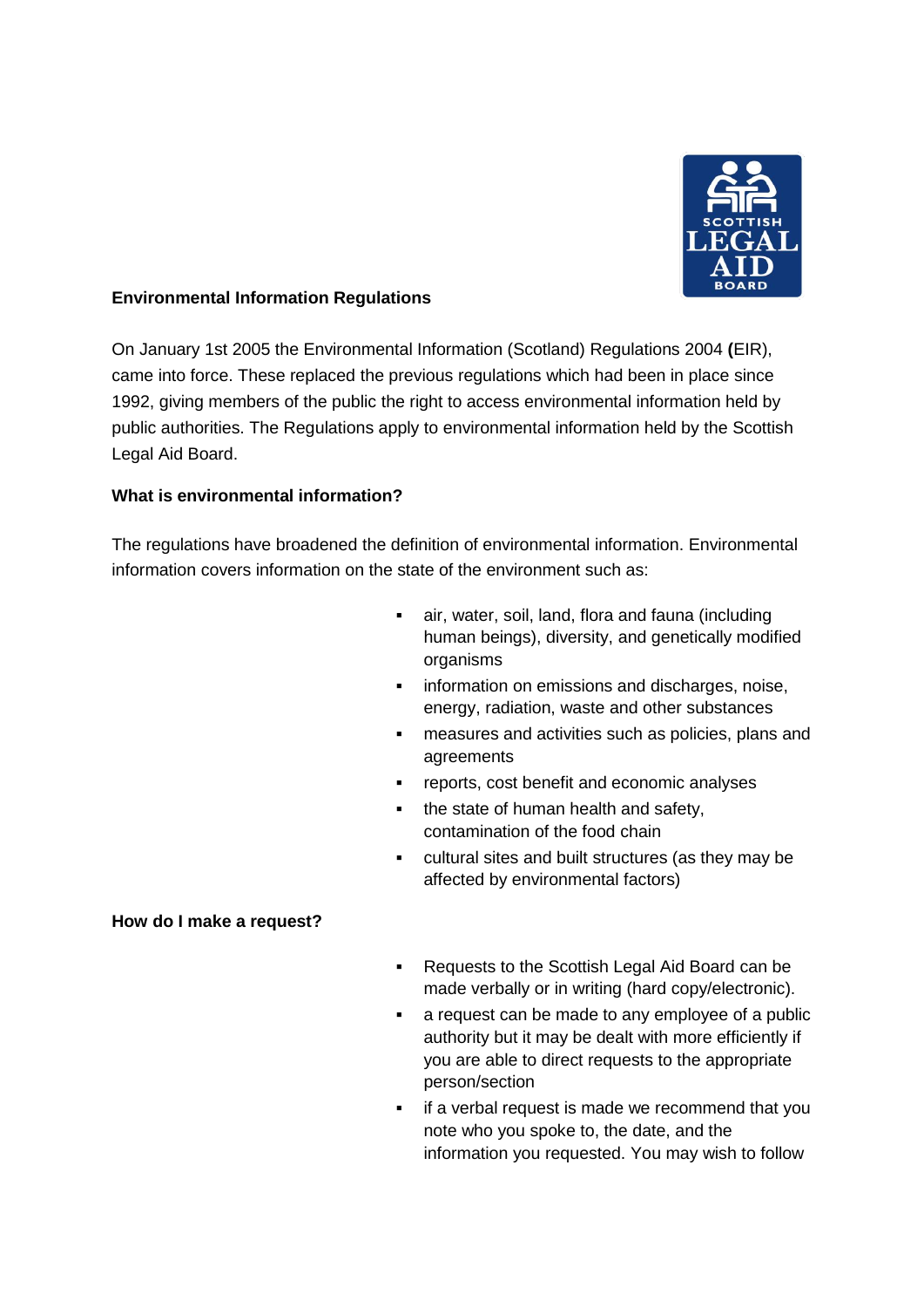**Environmental Information Regulations**

On January 1st 2005 the Environmental Information (Scotland) Regulations 2004 **(**EIR), came into force. These replaced the previous regulations which had been in place since 1992, giving members of the public the right to access environmental information held by public authorities. The Regulations apply to environmental information held by the Scottish Legal Aid Board.

**What is environmental information?**

The regulations have broadened the definition of environmental information. Environmental information covers information on the state of the environment such as:

- air, water, soil, land, flora and fauna (including human beings), diversity, and genetically modified organisms
- information on emissions and discharges, noise, energy, radiation, waste and other substances
- measures and activities such as policies, plans and agreements
- reports, cost benefit and economic analyses
- the state of human health and safety, contamination of the food chain
- cultural sites and built structures (as they may be affected by environmental factors)

**How do I make a request?**

- Requests to the Scottish Legal Aid Board can be made verbally or in writing (hard copy/electronic).
- a request can be made to any employee of a public authority but it may be dealt with more efficiently if you are able to direct requests to the appropriate person/section
- if a verbal request is made we recommend that you note who you spoke to, the date, and the information you requested. You may wish to follow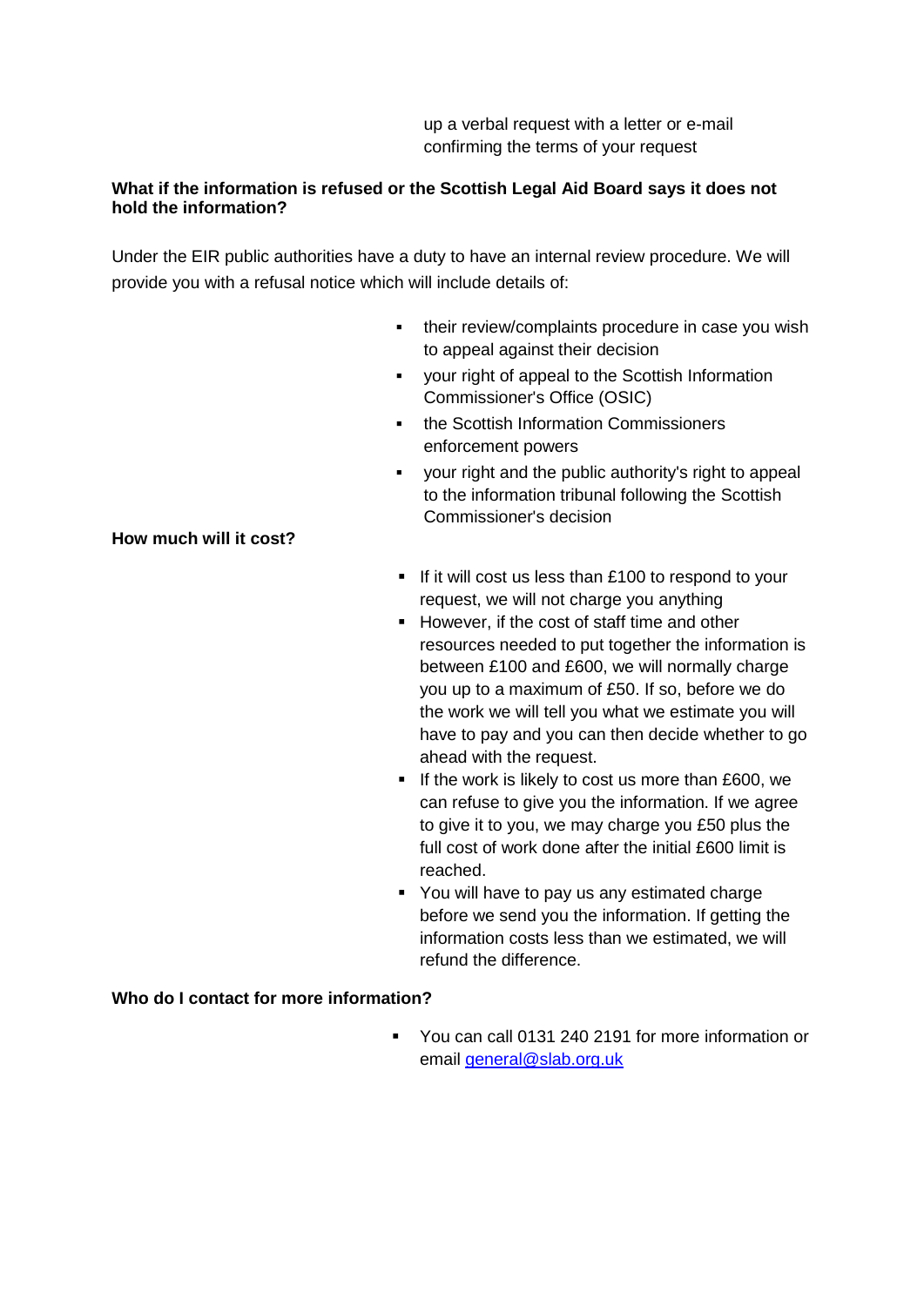up a verbal request with a letter or e-mail confirming the terms of your request

**What if the information is refused or the Scottish Legal Aid Board says it does not hold the information?**

Under the EIR public authorities have a duty to have an internal review procedure. We will provide you with a refusal notice which will include details of:

- their review/complaints procedure in case you wish to appeal against their decision
- your right of appeal to the Scottish Information Commissioner's Office (OSIC)
- the Scottish Information Commissioners enforcement powers
- your right and the public authority's right to appeal to the information tribunal following the Scottish Commissioner's decision

**How much will it cost?**

- If it will cost us less than £100 to respond to your request, we will not charge you anything
- However, if the cost of staff time and other resources needed to put together the information is between £100 and £600, we will normally charge you up to a maximum of £50. If so, before we do the work we will tell you what we estimate you will have to pay and you can then decide whether to go ahead with the request.
- If the work is likely to cost us more than £600, we can refuse to give you the information. If we agree to give it to you, we may charge you £50 plus the full cost of work done after the initial £600 limit is reached.
- You will have to pay us any estimated charge before we send you the information. If getting the information costs less than we estimated, we will refund the difference.

**Who do I contact for more information?**

- You can call 0131 240 2191 for more information or email general@slab.org.uk